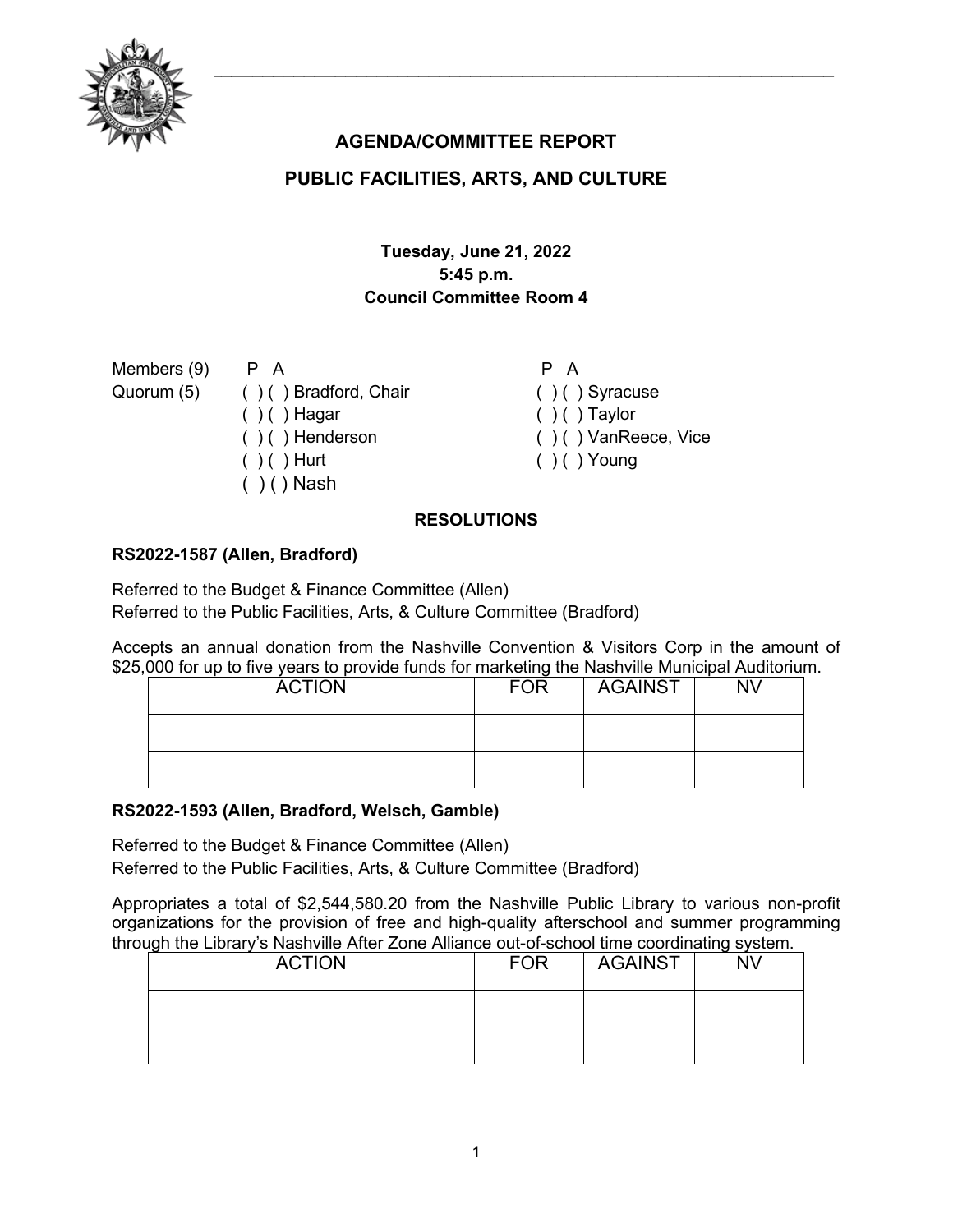## AGENDA/COMMITTEE REPORT

## PUBLIC FACILITIES, ARTS, AND CULTURE

**Tuesday, June 21, 2022**
**5:45 p.m.**
**Council Committee Room 4**

| Members (9) | P A | | P A |
|---|---|---|---|
| Quorum (5) | ( ) ( ) Bradford, Chair | | ( ) ( ) Syracuse |
| | ( ) ( ) Hagar | | ( ) ( ) Taylor |
| | ( ) ( ) Henderson | | ( ) ( ) VanReece, Vice |
| | ( ) ( ) Hurt | | ( ) ( ) Young |
| | ( ) ( ) Nash | | |

### RESOLUTIONS

**RS2022-1587 (Allen, Bradford)**

Referred to the Budget & Finance Committee (Allen)
Referred to the Public Facilities, Arts, & Culture Committee (Bradford)

Accepts an annual donation from the Nashville Convention & Visitors Corp in the amount of $25,000 for up to five years to provide funds for marketing the Nashville Municipal Auditorium.

| ACTION | FOR | AGAINST | NV |
|---|---|---|---|
| | | | |
| | | | |

**RS2022-1593 (Allen, Bradford, Welsch, Gamble)**

Referred to the Budget & Finance Committee (Allen)
Referred to the Public Facilities, Arts, & Culture Committee (Bradford)

Appropriates a total of $2,544,580.20 from the Nashville Public Library to various non-profit organizations for the provision of free and high-quality afterschool and summer programming through the Library's Nashville After Zone Alliance out-of-school time coordinating system.

| ACTION | FOR | AGAINST | NV |
|---|---|---|---|
| | | | |
| | | | |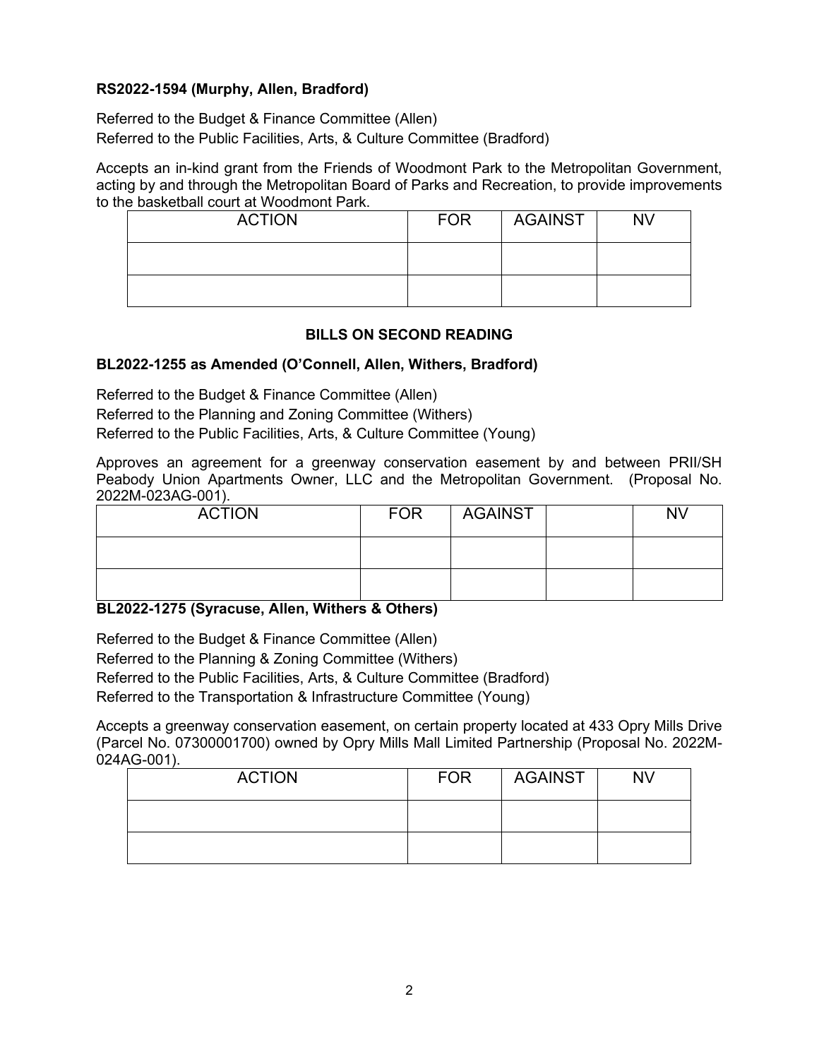**RS2022-1594 (Murphy, Allen, Bradford)**

Referred to the Budget & Finance Committee (Allen)
Referred to the Public Facilities, Arts, & Culture Committee (Bradford)

Accepts an in-kind grant from the Friends of Woodmont Park to the Metropolitan Government, acting by and through the Metropolitan Board of Parks and Recreation, to provide improvements to the basketball court at Woodmont Park.

| ACTION | FOR | AGAINST | NV |
|---|---|---|---|
| | | | |
| | | | |

### BILLS ON SECOND READING

**BL2022-1255 as Amended (O'Connell, Allen, Withers, Bradford)**

Referred to the Budget & Finance Committee (Allen)
Referred to the Planning and Zoning Committee (Withers)
Referred to the Public Facilities, Arts, & Culture Committee (Young)

Approves an agreement for a greenway conservation easement by and between PRII/SH Peabody Union Apartments Owner, LLC and the Metropolitan Government. (Proposal No. 2022M-023AG-001).

| ACTION | FOR | AGAINST | | NV |
|---|---|---|---|---|
| | | | | |
| | | | | |

**BL2022-1275 (Syracuse, Allen, Withers & Others)**

Referred to the Budget & Finance Committee (Allen)
Referred to the Planning & Zoning Committee (Withers)
Referred to the Public Facilities, Arts, & Culture Committee (Bradford)
Referred to the Transportation & Infrastructure Committee (Young)

Accepts a greenway conservation easement, on certain property located at 433 Opry Mills Drive (Parcel No. 07300001700) owned by Opry Mills Mall Limited Partnership (Proposal No. 2022M-024AG-001).

| ACTION | FOR | AGAINST | NV |
|---|---|---|---|
| | | | |
| | | | |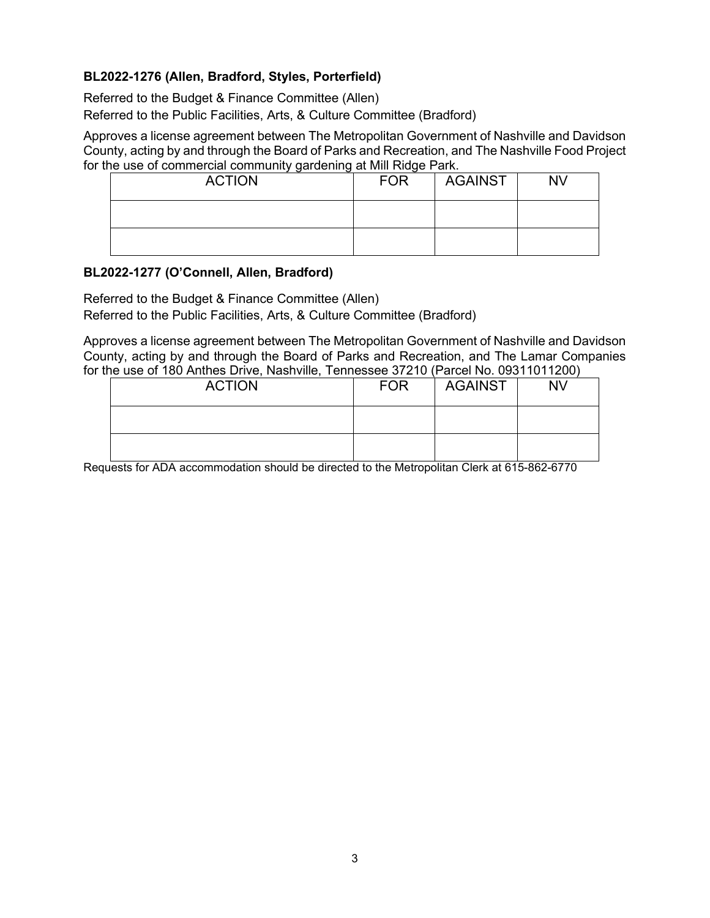**BL2022-1276 (Allen, Bradford, Styles, Porterfield)**

Referred to the Budget & Finance Committee (Allen)
Referred to the Public Facilities, Arts, & Culture Committee (Bradford)

Approves a license agreement between The Metropolitan Government of Nashville and Davidson County, acting by and through the Board of Parks and Recreation, and The Nashville Food Project for the use of commercial community gardening at Mill Ridge Park.

| ACTION | FOR | AGAINST | NV |
|---|---|---|---|
| | | | |
| | | | |

**BL2022-1277 (O'Connell, Allen, Bradford)**

Referred to the Budget & Finance Committee (Allen)
Referred to the Public Facilities, Arts, & Culture Committee (Bradford)

Approves a license agreement between The Metropolitan Government of Nashville and Davidson County, acting by and through the Board of Parks and Recreation, and The Lamar Companies for the use of 180 Anthes Drive, Nashville, Tennessee 37210 (Parcel No. 09311011200)

| ACTION | FOR | AGAINST | NV |
|---|---|---|---|
| | | | |
| | | | |

Requests for ADA accommodation should be directed to the Metropolitan Clerk at 615-862-6770